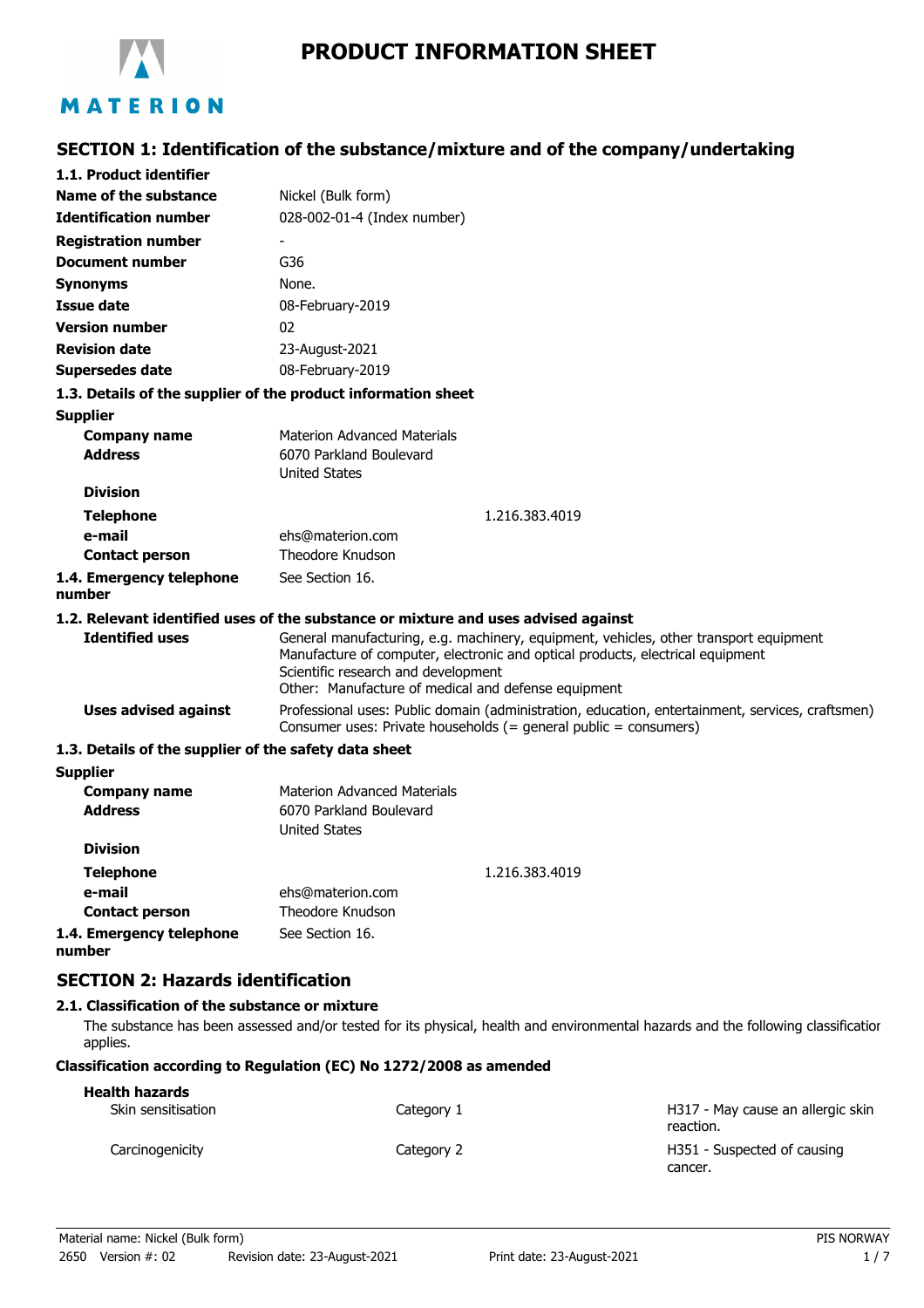# PRODUCT INFORMATION SHEET

## SECTION 1: Identification of the substance/mixture and of the company/undertaking

### 1.1. Product identifier

| | |
|---|---|
| **Name of the substance** | Nickel (Bulk form) |
| **Identification number** | 028-002-01-4 (Index number) |
| **Registration number** | - |
| **Document number** | G36 |
| **Synonyms** | None. |
| **Issue date** | 08-February-2019 |
| **Version number** | 02 |
| **Revision date** | 23-August-2021 |
| **Supersedes date** | 08-February-2019 |

### 1.3. Details of the supplier of the product information sheet

**Supplier**

| | |
|---|---|
| **Company name** | Materion Advanced Materials |
| **Address** | 6070 Parkland Boulevard<br>United States |
| **Division** | |
| **Telephone** | 1.216.383.4019 |
| **e-mail** | ehs@materion.com |
| **Contact person** | Theodore Knudson |
| **1.4. Emergency telephone number** | See Section 16. |

### 1.2. Relevant identified uses of the substance or mixture and uses advised against

| | |
|---|---|
| **Identified uses** | General manufacturing, e.g. machinery, equipment, vehicles, other transport equipment<br>Manufacture of computer, electronic and optical products, electrical equipment<br>Scientific research and development<br>Other: Manufacture of medical and defense equipment |
| **Uses advised against** | Professional uses: Public domain (administration, education, entertainment, services, craftsmen)<br>Consumer uses: Private households (= general public = consumers) |

### 1.3. Details of the supplier of the safety data sheet

**Supplier**

| | |
|---|---|
| **Company name** | Materion Advanced Materials |
| **Address** | 6070 Parkland Boulevard<br>United States |
| **Division** | |
| **Telephone** | 1.216.383.4019 |
| **e-mail** | ehs@materion.com |
| **Contact person** | Theodore Knudson |
| **1.4. Emergency telephone number** | See Section 16. |

## SECTION 2: Hazards identification

### 2.1. Classification of the substance or mixture

The substance has been assessed and/or tested for its physical, health and environmental hazards and the following classification applies.

**Classification according to Regulation (EC) No 1272/2008 as amended**

**Health hazards**

| | | |
|---|---|---|
| Skin sensitisation | Category 1 | H317 - May cause an allergic skin reaction. |
| Carcinogenicity | Category 2 | H351 - Suspected of causing cancer. |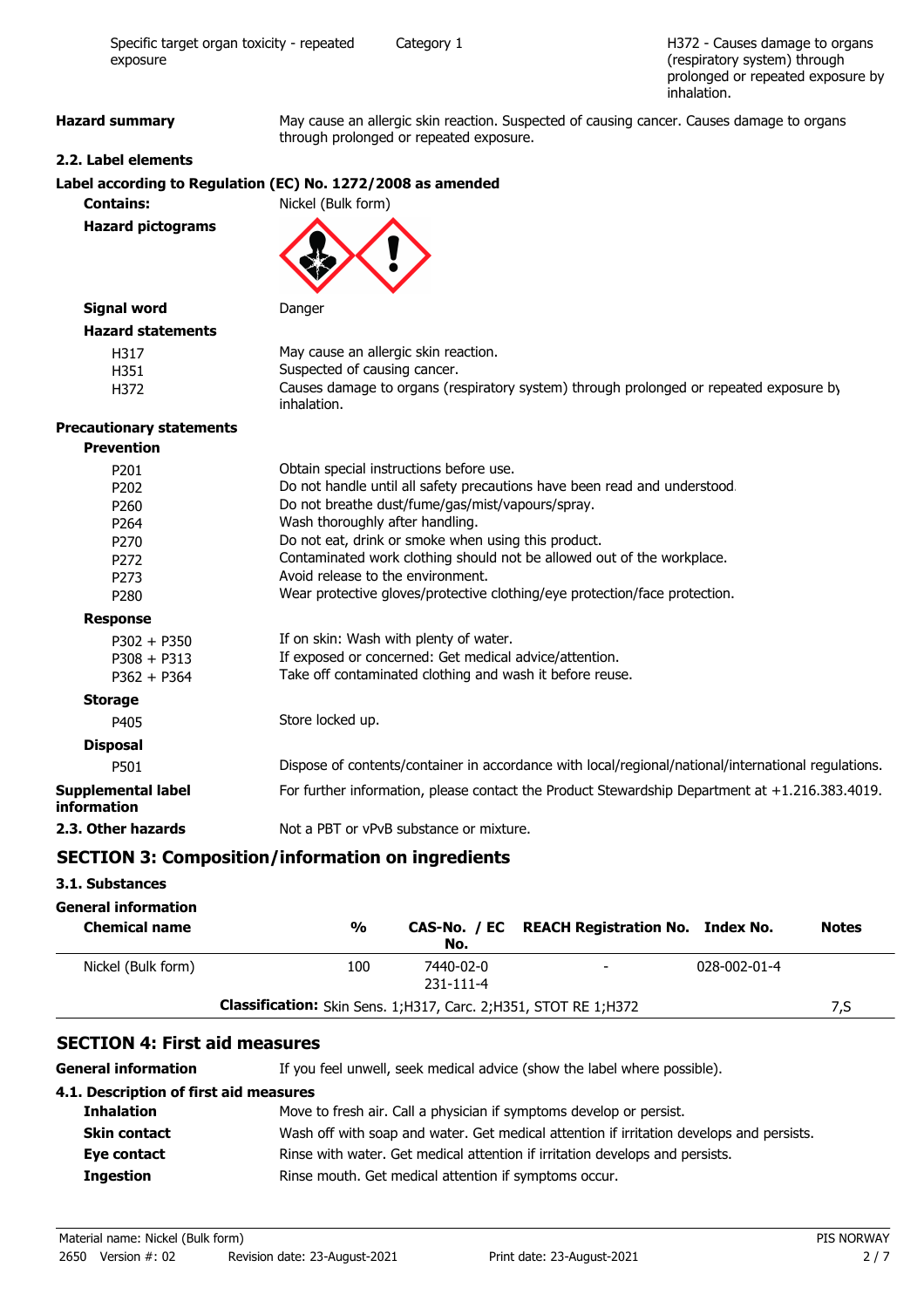| Specific target organ toxicity - repeated exposure | Category 1 | H372 - Causes damage to organs (respiratory system) through prolonged or repeated exposure by inhalation. |
|---|---|---|

**Hazard summary** May cause an allergic skin reaction. Suspected of causing cancer. Causes damage to organs through prolonged or repeated exposure.

### 2.2. Label elements

**Label according to Regulation (EC) No. 1272/2008 as amended**

**Contains:** Nickel (Bulk form)

**Hazard pictograms**

**Signal word** Danger

**Hazard statements**

| | |
|---|---|
| H317 | May cause an allergic skin reaction. |
| H351 | Suspected of causing cancer. |
| H372 | Causes damage to organs (respiratory system) through prolonged or repeated exposure by inhalation. |

**Precautionary statements**

**Prevention**

| | |
|---|---|
| P201 | Obtain special instructions before use. |
| P202 | Do not handle until all safety precautions have been read and understood. |
| P260 | Do not breathe dust/fume/gas/mist/vapours/spray. |
| P264 | Wash thoroughly after handling. |
| P270 | Do not eat, drink or smoke when using this product. |
| P272 | Contaminated work clothing should not be allowed out of the workplace. |
| P273 | Avoid release to the environment. |
| P280 | Wear protective gloves/protective clothing/eye protection/face protection. |

**Response**

| | |
|---|---|
| P302 + P350 | If on skin: Wash with plenty of water. |
| P308 + P313 | If exposed or concerned: Get medical advice/attention. |
| P362 + P364 | Take off contaminated clothing and wash it before reuse. |

**Storage**

| | |
|---|---|
| P405 | Store locked up. |

**Disposal**

| | |
|---|---|
| P501 | Dispose of contents/container in accordance with local/regional/national/international regulations. |

**Supplemental label information** For further information, please contact the Product Stewardship Department at +1.216.383.4019.

**2.3. Other hazards** Not a PBT or vPvB substance or mixture.

## SECTION 3: Composition/information on ingredients

### 3.1. Substances

**General information**

| Chemical name | % | CAS-No. / EC No. | REACH Registration No. | Index No. | Notes |
|---|---|---|---|---|---|
| Nickel (Bulk form) | 100 | 7440-02-0<br>231-111-4 | - | 028-002-01-4 | |
| **Classification:** Skin Sens. 1;H317, Carc. 2;H351, STOT RE 1;H372 | | | | | 7,S |

## SECTION 4: First aid measures

**General information** If you feel unwell, seek medical advice (show the label where possible).

### 4.1. Description of first aid measures

**Inhalation** Move to fresh air. Call a physician if symptoms develop or persist.

**Skin contact** Wash off with soap and water. Get medical attention if irritation develops and persists.

**Eye contact** Rinse with water. Get medical attention if irritation develops and persists.

**Ingestion** Rinse mouth. Get medical attention if symptoms occur.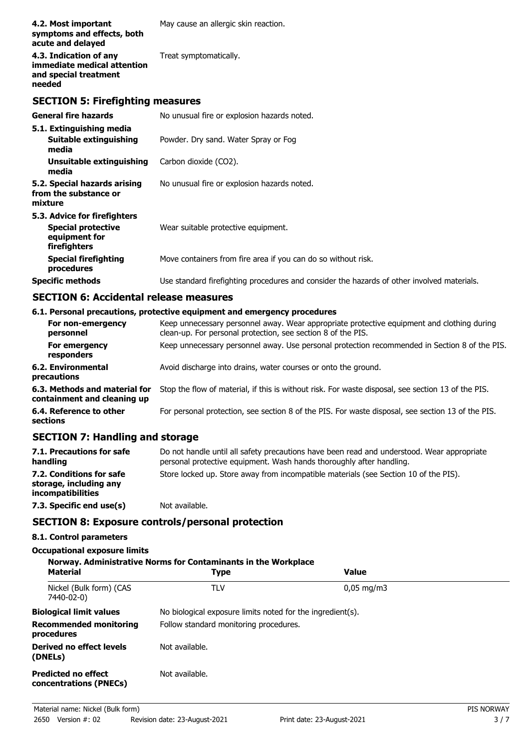| | |
|---|---|
| **4.2. Most important symptoms and effects, both acute and delayed** | May cause an allergic skin reaction. |
| **4.3. Indication of any immediate medical attention and special treatment needed** | Treat symptomatically. |

## SECTION 5: Firefighting measures

| | |
|---|---|
| **General fire hazards** | No unusual fire or explosion hazards noted. |
| **5.1. Extinguishing media** | |
| **Suitable extinguishing media** | Powder. Dry sand. Water Spray or Fog |
| **Unsuitable extinguishing media** | Carbon dioxide ($CO_2$). |
| **5.2. Special hazards arising from the substance or mixture** | No unusual fire or explosion hazards noted. |
| **5.3. Advice for firefighters** | |
| **Special protective equipment for firefighters** | Wear suitable protective equipment. |
| **Special firefighting procedures** | Move containers from fire area if you can do so without risk. |
| **Specific methods** | Use standard firefighting procedures and consider the hazards of other involved materials. |

## SECTION 6: Accidental release measures

### 6.1. Personal precautions, protective equipment and emergency procedures

| | |
|---|---|
| **For non-emergency personnel** | Keep unnecessary personnel away. Wear appropriate protective equipment and clothing during clean-up. For personal protection, see section 8 of the PIS. |
| **For emergency responders** | Keep unnecessary personnel away. Use personal protection recommended in Section 8 of the PIS. |
| **6.2. Environmental precautions** | Avoid discharge into drains, water courses or onto the ground. |
| **6.3. Methods and material for containment and cleaning up** | Stop the flow of material, if this is without risk. For waste disposal, see section 13 of the PIS. |
| **6.4. Reference to other sections** | For personal protection, see section 8 of the PIS. For waste disposal, see section 13 of the PIS. |

## SECTION 7: Handling and storage

| | |
|---|---|
| **7.1. Precautions for safe handling** | Do not handle until all safety precautions have been read and understood. Wear appropriate personal protective equipment. Wash hands thoroughly after handling. |
| **7.2. Conditions for safe storage, including any incompatibilities** | Store locked up. Store away from incompatible materials (see Section 10 of the PIS). |
| **7.3. Specific end use(s)** | Not available. |

## SECTION 8: Exposure controls/personal protection

### 8.1. Control parameters

**Occupational exposure limits**

**Norway. Administrative Norms for Contaminants in the Workplace**

| Material | Type | Value |
|---|---|---|
| Nickel (Bulk form) (CAS 7440-02-0) | TLV | 0,05 mg/m3 |

| | |
|---|---|
| **Biological limit values** | No biological exposure limits noted for the ingredient(s). |
| **Recommended monitoring procedures** | Follow standard monitoring procedures. |
| **Derived no effect levels (DNELs)** | Not available. |
| **Predicted no effect concentrations (PNECs)** | Not available. |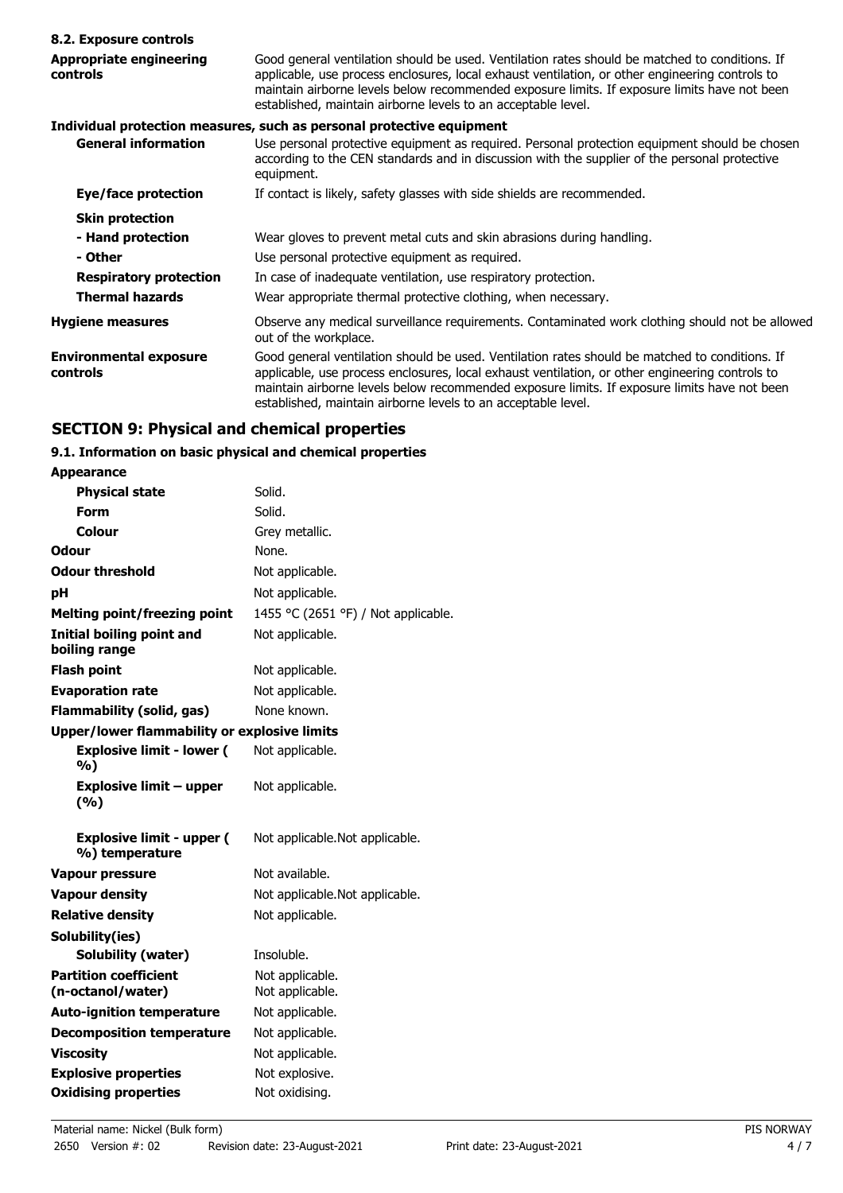### 8.2. Exposure controls

| | |
|---|---|
| **Appropriate engineering controls** | Good general ventilation should be used. Ventilation rates should be matched to conditions. If applicable, use process enclosures, local exhaust ventilation, or other engineering controls to maintain airborne levels below recommended exposure limits. If exposure limits have not been established, maintain airborne levels to an acceptable level. |

**Individual protection measures, such as personal protective equipment**

| | |
|---|---|
| **General information** | Use personal protective equipment as required. Personal protection equipment should be chosen according to the CEN standards and in discussion with the supplier of the personal protective equipment. |
| **Eye/face protection** | If contact is likely, safety glasses with side shields are recommended. |
| **Skin protection** | |
| **- Hand protection** | Wear gloves to prevent metal cuts and skin abrasions during handling. |
| **- Other** | Use personal protective equipment as required. |
| **Respiratory protection** | In case of inadequate ventilation, use respiratory protection. |
| **Thermal hazards** | Wear appropriate thermal protective clothing, when necessary. |
| **Hygiene measures** | Observe any medical surveillance requirements. Contaminated work clothing should not be allowed out of the workplace. |
| **Environmental exposure controls** | Good general ventilation should be used. Ventilation rates should be matched to conditions. If applicable, use process enclosures, local exhaust ventilation, or other engineering controls to maintain airborne levels below recommended exposure limits. If exposure limits have not been established, maintain airborne levels to an acceptable level. |

## SECTION 9: Physical and chemical properties

### 9.1. Information on basic physical and chemical properties

| | |
|---|---|
| **Appearance** | |
| **Physical state** | Solid. |
| **Form** | Solid. |
| **Colour** | Grey metallic. |
| **Odour** | None. |
| **Odour threshold** | Not applicable. |
| **pH** | Not applicable. |
| **Melting point/freezing point** | 1455 °C (2651 °F) / Not applicable. |
| **Initial boiling point and boiling range** | Not applicable. |
| **Flash point** | Not applicable. |
| **Evaporation rate** | Not applicable. |
| **Flammability (solid, gas)** | None known. |
| **Upper/lower flammability or explosive limits** | |
| **Explosive limit - lower ( %)** | Not applicable. |
| **Explosive limit – upper (%)** | Not applicable. |
| **Explosive limit - upper ( %) temperature** | Not applicable.Not applicable. |
| **Vapour pressure** | Not available. |
| **Vapour density** | Not applicable.Not applicable. |
| **Relative density** | Not applicable. |
| **Solubility(ies)** | |
| **Solubility (water)** | Insoluble. |
| **Partition coefficient (n-octanol/water)** | Not applicable. Not applicable. |
| **Auto-ignition temperature** | Not applicable. |
| **Decomposition temperature** | Not applicable. |
| **Viscosity** | Not applicable. |
| **Explosive properties** | Not explosive. |
| **Oxidising properties** | Not oxidising. |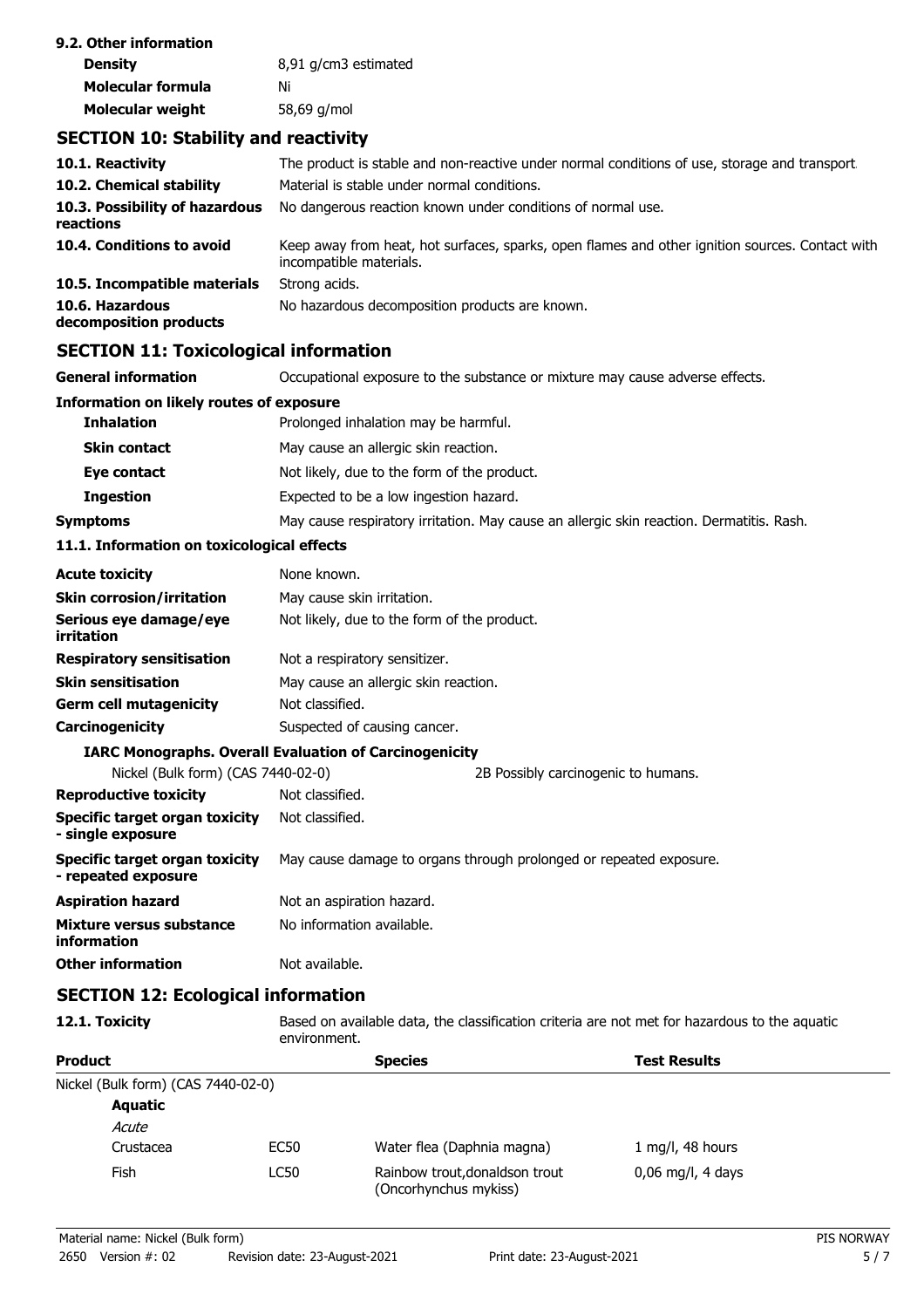**9.2. Other information**

| | |
|---|---|
| **Density** | 8,91 g/cm3 estimated |
| **Molecular formula** | Ni |
| **Molecular weight** | 58,69 g/mol |

## SECTION 10: Stability and reactivity

| | |
|---|---|
| **10.1. Reactivity** | The product is stable and non-reactive under normal conditions of use, storage and transport. |
| **10.2. Chemical stability** | Material is stable under normal conditions. |
| **10.3. Possibility of hazardous reactions** | No dangerous reaction known under conditions of normal use. |
| **10.4. Conditions to avoid** | Keep away from heat, hot surfaces, sparks, open flames and other ignition sources. Contact with incompatible materials. |
| **10.5. Incompatible materials** | Strong acids. |
| **10.6. Hazardous decomposition products** | No hazardous decomposition products are known. |

## SECTION 11: Toxicological information

**General information** Occupational exposure to the substance or mixture may cause adverse effects.

**Information on likely routes of exposure**

| | |
|---|---|
| **Inhalation** | Prolonged inhalation may be harmful. |
| **Skin contact** | May cause an allergic skin reaction. |
| **Eye contact** | Not likely, due to the form of the product. |
| **Ingestion** | Expected to be a low ingestion hazard. |
| **Symptoms** | May cause respiratory irritation. May cause an allergic skin reaction. Dermatitis. Rash. |

**11.1. Information on toxicological effects**

| | |
|---|---|
| **Acute toxicity** | None known. |
| **Skin corrosion/irritation** | May cause skin irritation. |
| **Serious eye damage/eye irritation** | Not likely, due to the form of the product. |
| **Respiratory sensitisation** | Not a respiratory sensitizer. |
| **Skin sensitisation** | May cause an allergic skin reaction. |
| **Germ cell mutagenicity** | Not classified. |
| **Carcinogenicity** | Suspected of causing cancer. |

**IARC Monographs. Overall Evaluation of Carcinogenicity**

| | |
|---|---|
| Nickel (Bulk form) (CAS 7440-02-0) | 2B Possibly carcinogenic to humans. |

| | |
|---|---|
| **Reproductive toxicity** | Not classified. |
| **Specific target organ toxicity - single exposure** | Not classified. |
| **Specific target organ toxicity - repeated exposure** | May cause damage to organs through prolonged or repeated exposure. |
| **Aspiration hazard** | Not an aspiration hazard. |
| **Mixture versus substance information** | No information available. |
| **Other information** | Not available. |

## SECTION 12: Ecological information

**12.1. Toxicity** Based on available data, the classification criteria are not met for hazardous to the aquatic environment.

| **Product** | | **Species** | **Test Results** |
|---|---|---|---|
| Nickel (Bulk form) (CAS 7440-02-0) | | | |
| **Aquatic** | | | |
| *Acute* | | | |
| Crustacea | EC50 | Water flea (Daphnia magna) | 1 mg/l, 48 hours |
| Fish | LC50 | Rainbow trout,donaldson trout (Oncorhynchus mykiss) | 0,06 mg/l, 4 days |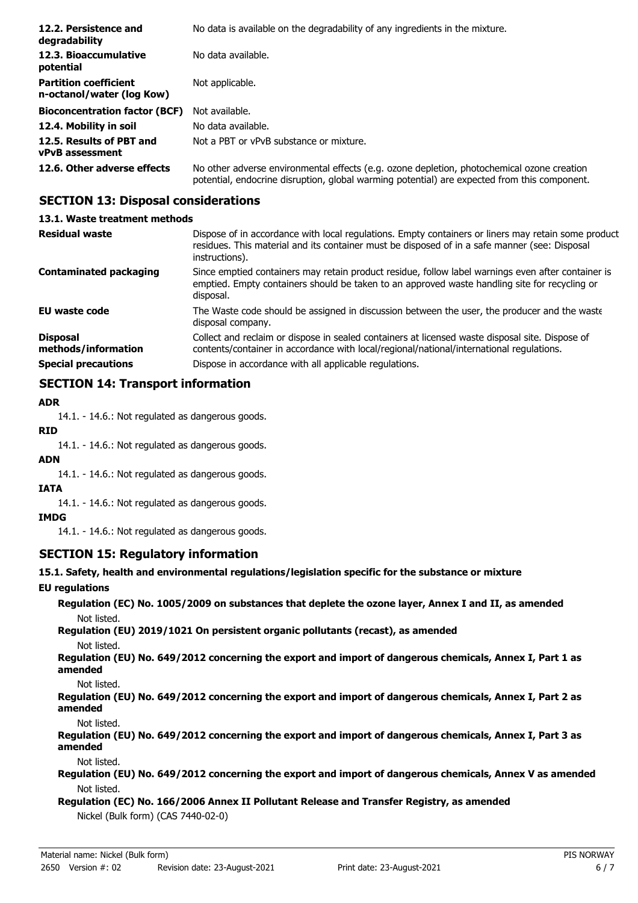| | |
|---|---|
| **12.2. Persistence and degradability** | No data is available on the degradability of any ingredients in the mixture. |
| **12.3. Bioaccumulative potential** | No data available. |
| **Partition coefficient n-octanol/water (log Kow)** | Not applicable. |
| **Bioconcentration factor (BCF)** | Not available. |
| **12.4. Mobility in soil** | No data available. |
| **12.5. Results of PBT and vPvB assessment** | Not a PBT or vPvB substance or mixture. |
| **12.6. Other adverse effects** | No other adverse environmental effects (e.g. ozone depletion, photochemical ozone creation potential, endocrine disruption, global warming potential) are expected from this component. |

## SECTION 13: Disposal considerations

### 13.1. Waste treatment methods

| | |
|---|---|
| **Residual waste** | Dispose of in accordance with local regulations. Empty containers or liners may retain some product residues. This material and its container must be disposed of in a safe manner (see: Disposal instructions). |
| **Contaminated packaging** | Since emptied containers may retain product residue, follow label warnings even after container is emptied. Empty containers should be taken to an approved waste handling site for recycling or disposal. |
| **EU waste code** | The Waste code should be assigned in discussion between the user, the producer and the waste disposal company. |
| **Disposal methods/information** | Collect and reclaim or dispose in sealed containers at licensed waste disposal site. Dispose of contents/container in accordance with local/regional/national/international regulations. |
| **Special precautions** | Dispose in accordance with all applicable regulations. |

## SECTION 14: Transport information

**ADR**

14.1. - 14.6.: Not regulated as dangerous goods.

**RID**

14.1. - 14.6.: Not regulated as dangerous goods.

**ADN**

14.1. - 14.6.: Not regulated as dangerous goods.

**IATA**

14.1. - 14.6.: Not regulated as dangerous goods.

**IMDG**

14.1. - 14.6.: Not regulated as dangerous goods.

## SECTION 15: Regulatory information

### 15.1. Safety, health and environmental regulations/legislation specific for the substance or mixture

**EU regulations**

**Regulation (EC) No. 1005/2009 on substances that deplete the ozone layer, Annex I and II, as amended**

Not listed.

**Regulation (EU) 2019/1021 On persistent organic pollutants (recast), as amended**

Not listed.

**Regulation (EU) No. 649/2012 concerning the export and import of dangerous chemicals, Annex I, Part 1 as amended**

Not listed.

**Regulation (EU) No. 649/2012 concerning the export and import of dangerous chemicals, Annex I, Part 2 as amended**

Not listed.

**Regulation (EU) No. 649/2012 concerning the export and import of dangerous chemicals, Annex I, Part 3 as amended**

Not listed.

**Regulation (EU) No. 649/2012 concerning the export and import of dangerous chemicals, Annex V as amended**

Not listed.

**Regulation (EC) No. 166/2006 Annex II Pollutant Release and Transfer Registry, as amended**

Nickel (Bulk form) (CAS 7440-02-0)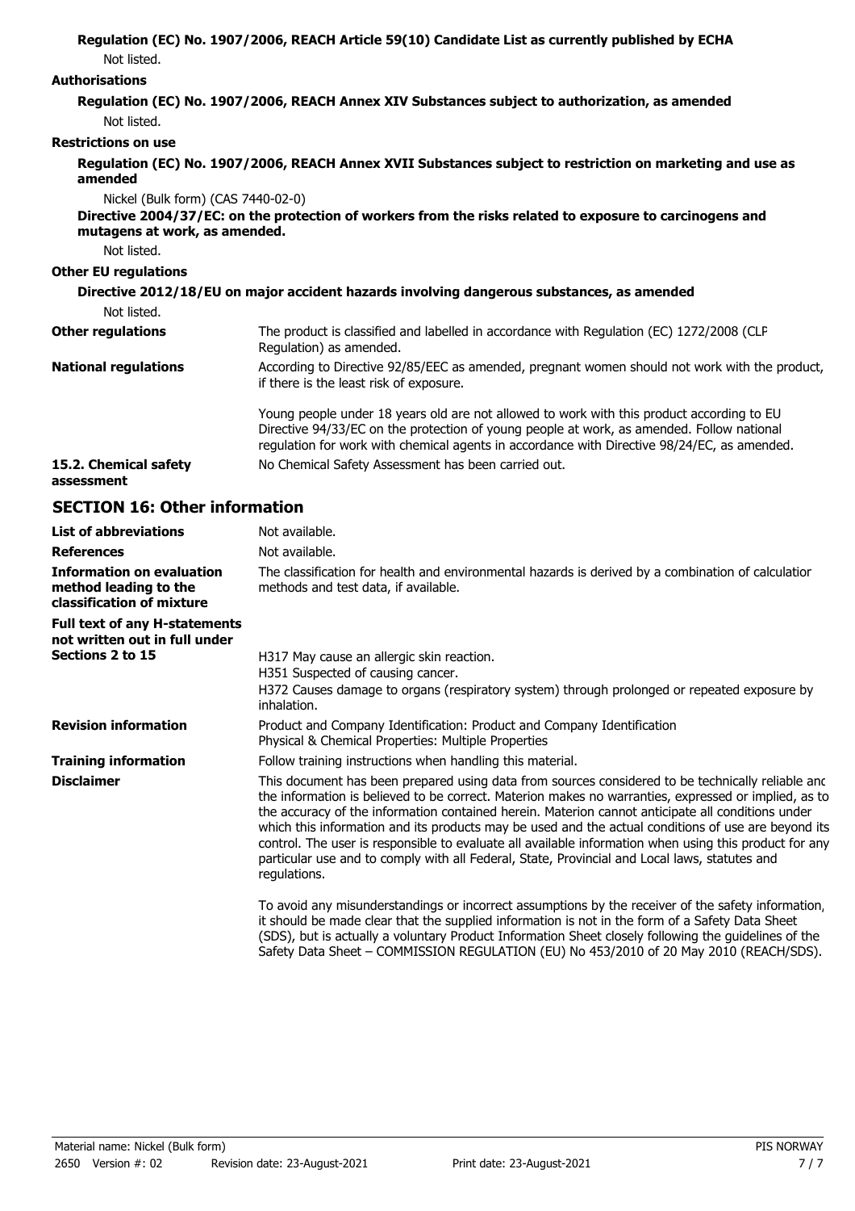**Regulation (EC) No. 1907/2006, REACH Article 59(10) Candidate List as currently published by ECHA**

Not listed.

**Authorisations**

**Regulation (EC) No. 1907/2006, REACH Annex XIV Substances subject to authorization, as amended**

Not listed.

**Restrictions on use**

**Regulation (EC) No. 1907/2006, REACH Annex XVII Substances subject to restriction on marketing and use as amended**

Nickel (Bulk form) (CAS 7440-02-0)

**Directive 2004/37/EC: on the protection of workers from the risks related to exposure to carcinogens and mutagens at work, as amended.**

Not listed.

**Other EU regulations**

**Directive 2012/18/EU on major accident hazards involving dangerous substances, as amended**

Not listed.

**Other regulations**

The product is classified and labelled in accordance with Regulation (EC) 1272/2008 (CLP Regulation) as amended.

**National regulations**

According to Directive 92/85/EEC as amended, pregnant women should not work with the product, if there is the least risk of exposure.

Young people under 18 years old are not allowed to work with this product according to EU Directive 94/33/EC on the protection of young people at work, as amended. Follow national regulation for work with chemical agents in accordance with Directive 98/24/EC, as amended.

**15.2. Chemical safety assessment**

No Chemical Safety Assessment has been carried out.

## SECTION 16: Other information

**List of abbreviations**

Not available.

**References**

Not available.

**Information on evaluation method leading to the classification of mixture**

The classification for health and environmental hazards is derived by a combination of calculation methods and test data, if available.

**Full text of any H-statements not written out in full under Sections 2 to 15**

H317 May cause an allergic skin reaction.
H351 Suspected of causing cancer.
H372 Causes damage to organs (respiratory system) through prolonged or repeated exposure by inhalation.

**Revision information**

Product and Company Identification: Product and Company Identification
Physical & Chemical Properties: Multiple Properties

**Training information**

Follow training instructions when handling this material.

**Disclaimer**

This document has been prepared using data from sources considered to be technically reliable and the information is believed to be correct. Materion makes no warranties, expressed or implied, as to the accuracy of the information contained herein. Materion cannot anticipate all conditions under which this information and its products may be used and the actual conditions of use are beyond its control. The user is responsible to evaluate all available information when using this product for any particular use and to comply with all Federal, State, Provincial and Local laws, statutes and regulations.

To avoid any misunderstandings or incorrect assumptions by the receiver of the safety information, it should be made clear that the supplied information is not in the form of a Safety Data Sheet (SDS), but is actually a voluntary Product Information Sheet closely following the guidelines of the Safety Data Sheet – COMMISSION REGULATION (EU) No 453/2010 of 20 May 2010 (REACH/SDS).